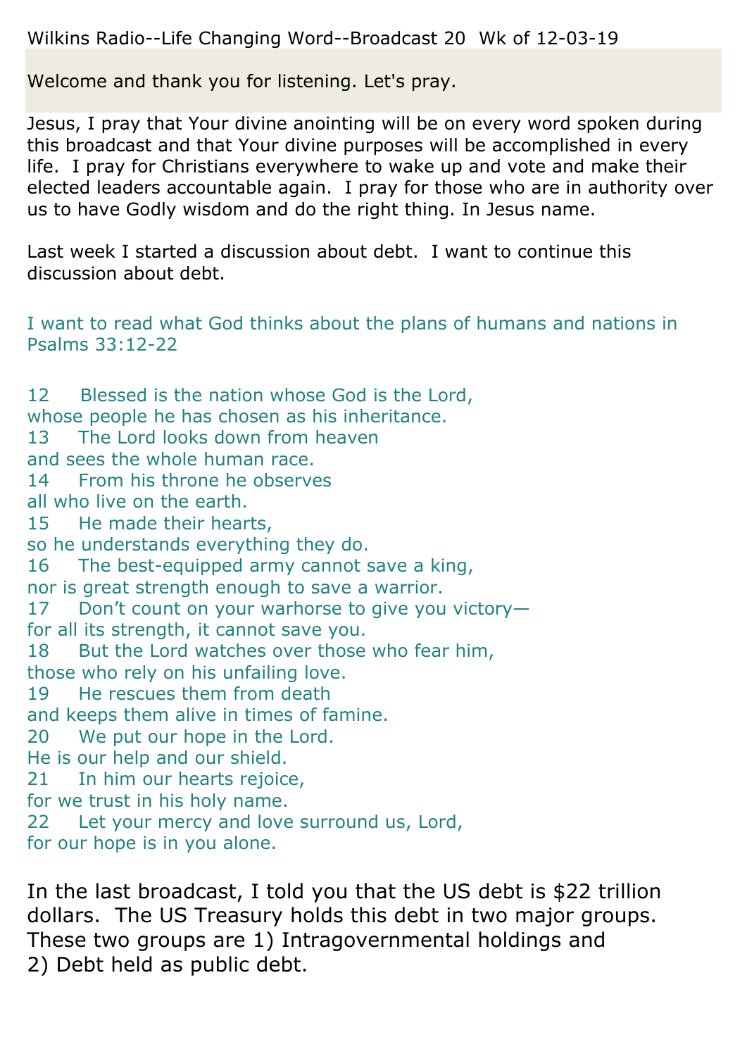Wilkins Radio--Life Changing Word--Broadcast 20  Wk of 12-03-19

Welcome and thank you for listening. Let's pray.

Jesus, I pray that Your divine anointing will be on every word spoken during this broadcast and that Your divine purposes will be accomplished in every life.  I pray for Christians everywhere to wake up and vote and make their elected leaders accountable again.  I pray for those who are in authority over us to have Godly wisdom and do the right thing. In Jesus name.

Last week I started a discussion about debt.  I want to continue this discussion about debt.

I want to read what God thinks about the plans of humans and nations in Psalms 33:12-22

12 Blessed is the nation whose God is the Lord,
whose people he has chosen as his inheritance.
13 The Lord looks down from heaven
and sees the whole human race.
14 From his throne he observes
all who live on the earth.
15 He made their hearts,
so he understands everything they do.
16 The best-equipped army cannot save a king,
nor is great strength enough to save a warrior.
17 Don't count on your warhorse to give you victory—
for all its strength, it cannot save you.
18 But the Lord watches over those who fear him,
those who rely on his unfailing love.
19 He rescues them from death
and keeps them alive in times of famine.
20 We put our hope in the Lord.
He is our help and our shield.
21 In him our hearts rejoice,
for we trust in his holy name.
22 Let your mercy and love surround us, Lord,
for our hope is in you alone.

In the last broadcast, I told you that the US debt is $22 trillion dollars.  The US Treasury holds this debt in two major groups. These two groups are 1) Intragovernmental holdings and
2) Debt held as public debt.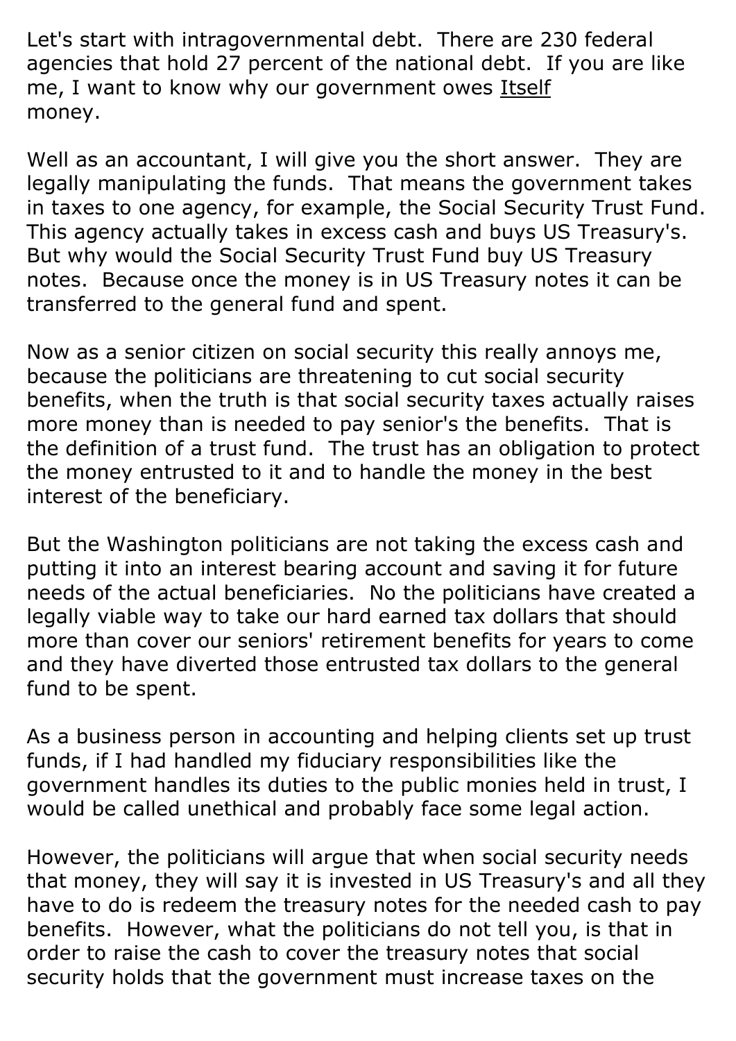Let's start with intragovernmental debt. There are 230 federal agencies that hold 27 percent of the national debt. If you are like me, I want to know why our government owes <u>Itself</u> money.

Well as an accountant, I will give you the short answer. They are legally manipulating the funds. That means the government takes in taxes to one agency, for example, the Social Security Trust Fund. This agency actually takes in excess cash and buys US Treasury's. But why would the Social Security Trust Fund buy US Treasury notes. Because once the money is in US Treasury notes it can be transferred to the general fund and spent.

Now as a senior citizen on social security this really annoys me, because the politicians are threatening to cut social security benefits, when the truth is that social security taxes actually raises more money than is needed to pay senior's the benefits. That is the definition of a trust fund. The trust has an obligation to protect the money entrusted to it and to handle the money in the best interest of the beneficiary.

But the Washington politicians are not taking the excess cash and putting it into an interest bearing account and saving it for future needs of the actual beneficiaries. No the politicians have created a legally viable way to take our hard earned tax dollars that should more than cover our seniors' retirement benefits for years to come and they have diverted those entrusted tax dollars to the general fund to be spent.

As a business person in accounting and helping clients set up trust funds, if I had handled my fiduciary responsibilities like the government handles its duties to the public monies held in trust, I would be called unethical and probably face some legal action.

However, the politicians will argue that when social security needs that money, they will say it is invested in US Treasury's and all they have to do is redeem the treasury notes for the needed cash to pay benefits. However, what the politicians do not tell you, is that in order to raise the cash to cover the treasury notes that social security holds that the government must increase taxes on the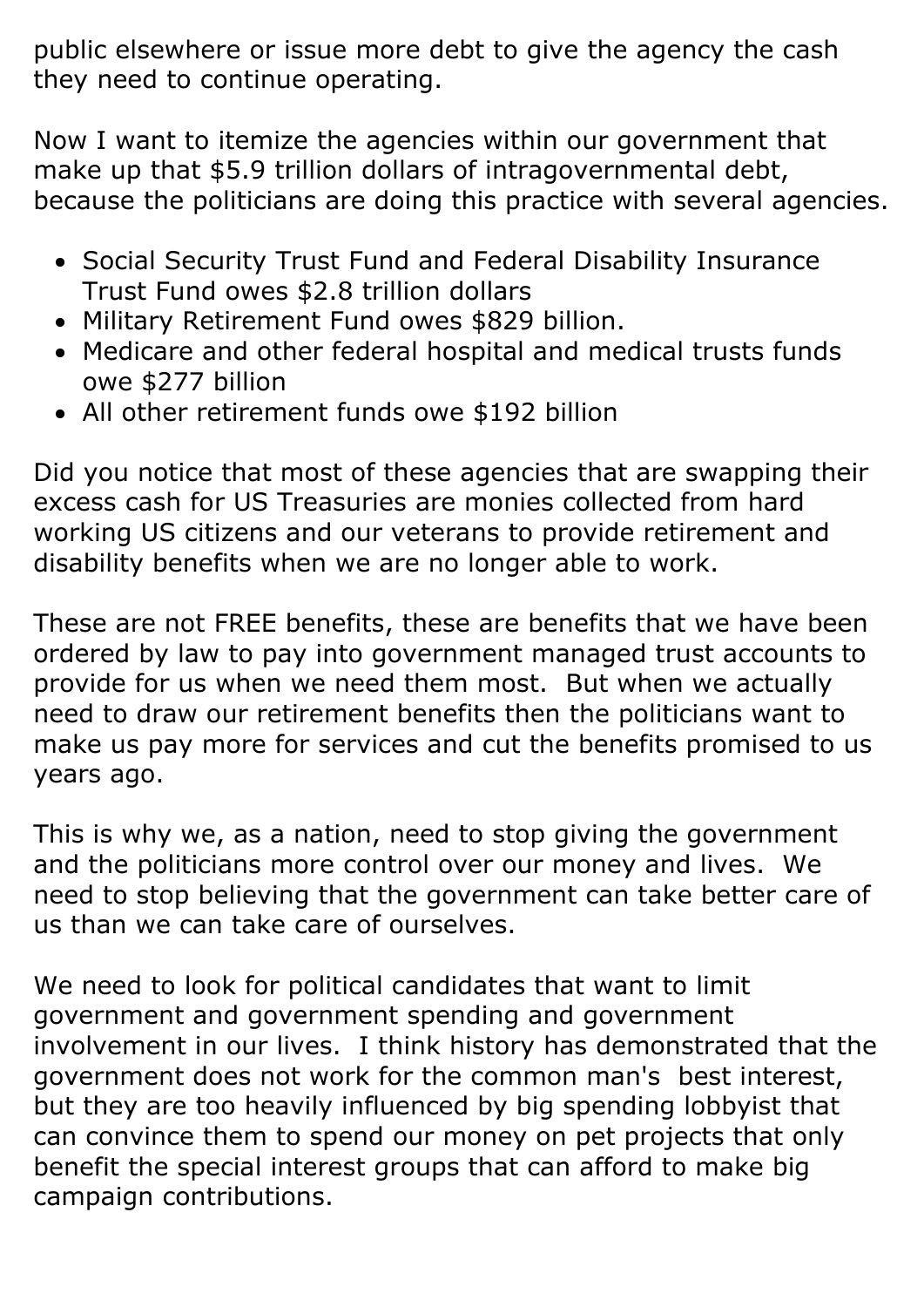public elsewhere or issue more debt to give the agency the cash they need to continue operating.

Now I want to itemize the agencies within our government that make up that $5.9 trillion dollars of intragovernmental debt, because the politicians are doing this practice with several agencies.

- Social Security Trust Fund and Federal Disability Insurance Trust Fund owes $2.8 trillion dollars
- Military Retirement Fund owes $829 billion.
- Medicare and other federal hospital and medical trusts funds owe $277 billion
- All other retirement funds owe $192 billion

Did you notice that most of these agencies that are swapping their excess cash for US Treasuries are monies collected from hard working US citizens and our veterans to provide retirement and disability benefits when we are no longer able to work.

These are not FREE benefits, these are benefits that we have been ordered by law to pay into government managed trust accounts to provide for us when we need them most. But when we actually need to draw our retirement benefits then the politicians want to make us pay more for services and cut the benefits promised to us years ago.

This is why we, as a nation, need to stop giving the government and the politicians more control over our money and lives. We need to stop believing that the government can take better care of us than we can take care of ourselves.

We need to look for political candidates that want to limit government and government spending and government involvement in our lives. I think history has demonstrated that the government does not work for the common man's best interest, but they are too heavily influenced by big spending lobbyist that can convince them to spend our money on pet projects that only benefit the special interest groups that can afford to make big campaign contributions.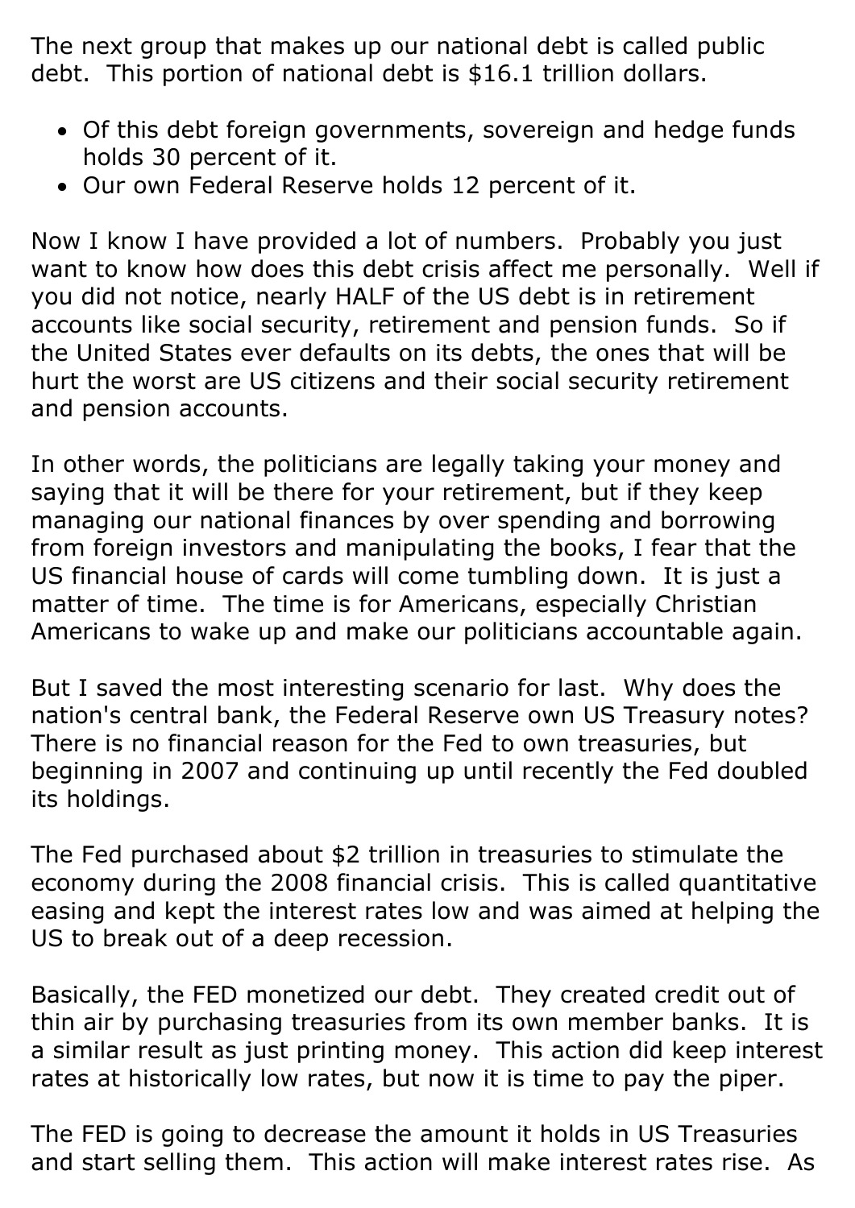The next group that makes up our national debt is called public debt. This portion of national debt is $16.1 trillion dollars.

- Of this debt foreign governments, sovereign and hedge funds holds 30 percent of it.
- Our own Federal Reserve holds 12 percent of it.

Now I know I have provided a lot of numbers. Probably you just want to know how does this debt crisis affect me personally. Well if you did not notice, nearly HALF of the US debt is in retirement accounts like social security, retirement and pension funds. So if the United States ever defaults on its debts, the ones that will be hurt the worst are US citizens and their social security retirement and pension accounts.

In other words, the politicians are legally taking your money and saying that it will be there for your retirement, but if they keep managing our national finances by over spending and borrowing from foreign investors and manipulating the books, I fear that the US financial house of cards will come tumbling down. It is just a matter of time. The time is for Americans, especially Christian Americans to wake up and make our politicians accountable again.

But I saved the most interesting scenario for last. Why does the nation's central bank, the Federal Reserve own US Treasury notes? There is no financial reason for the Fed to own treasuries, but beginning in 2007 and continuing up until recently the Fed doubled its holdings.

The Fed purchased about $2 trillion in treasuries to stimulate the economy during the 2008 financial crisis. This is called quantitative easing and kept the interest rates low and was aimed at helping the US to break out of a deep recession.

Basically, the FED monetized our debt. They created credit out of thin air by purchasing treasuries from its own member banks. It is a similar result as just printing money. This action did keep interest rates at historically low rates, but now it is time to pay the piper.

The FED is going to decrease the amount it holds in US Treasuries and start selling them. This action will make interest rates rise. As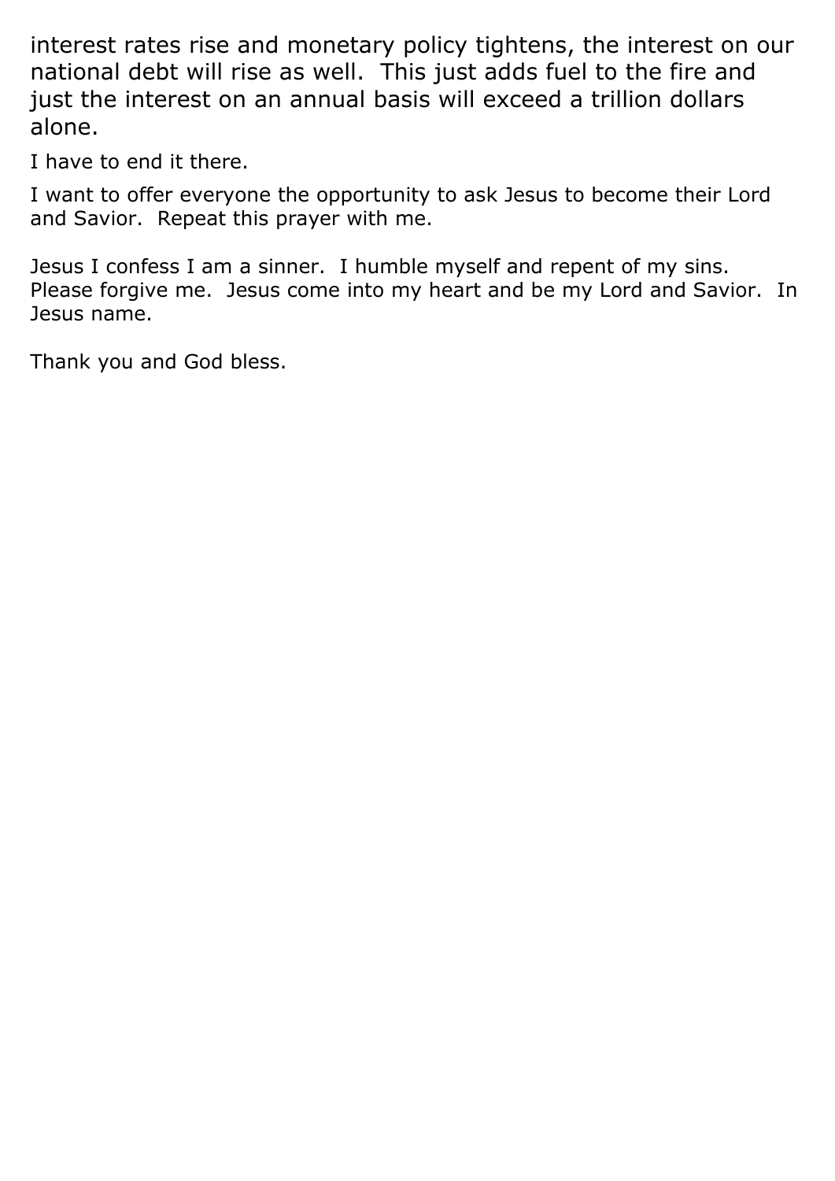interest rates rise and monetary policy tightens, the interest on our national debt will rise as well. This just adds fuel to the fire and just the interest on an annual basis will exceed a trillion dollars alone.

I have to end it there.

I want to offer everyone the opportunity to ask Jesus to become their Lord and Savior. Repeat this prayer with me.

Jesus I confess I am a sinner. I humble myself and repent of my sins. Please forgive me. Jesus come into my heart and be my Lord and Savior. In Jesus name.

Thank you and God bless.